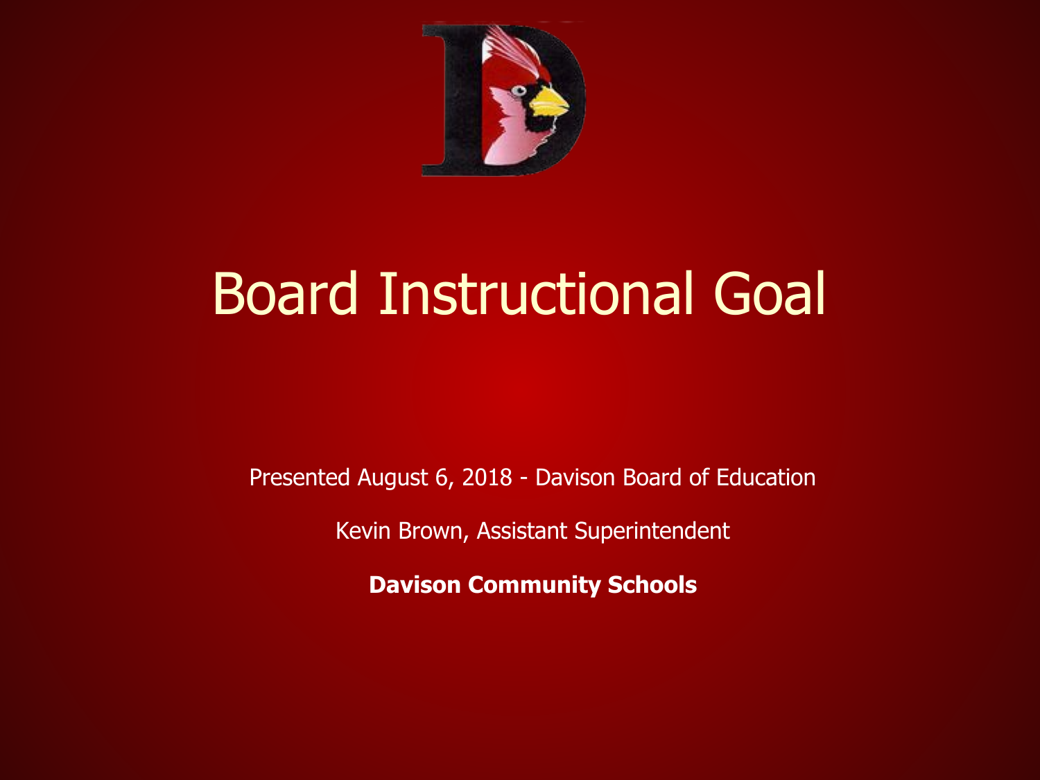# Board Instructional Goal

Presented August 6, 2018 - Davison Board of Education

Kevin Brown, Assistant Superintendent

**Davison Community Schools**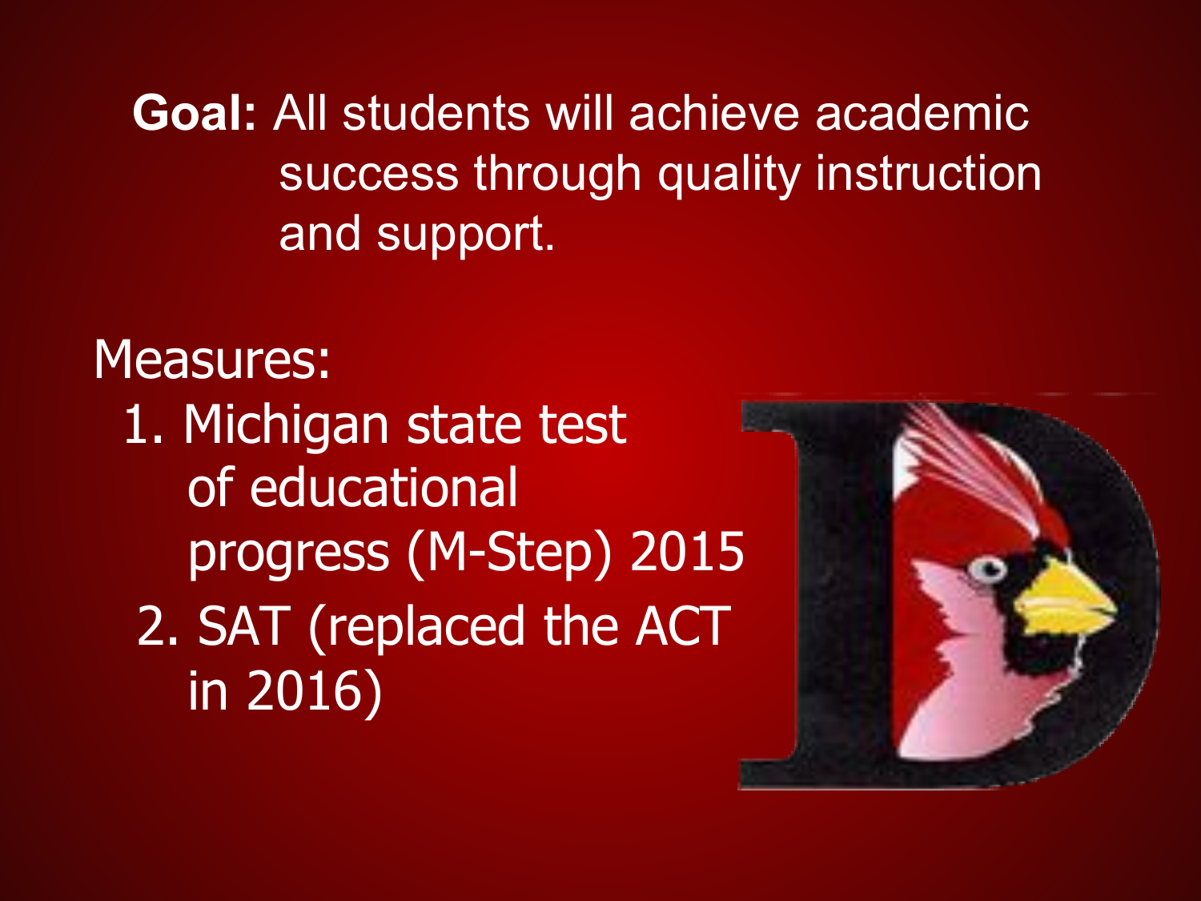**Goal:** All students will achieve academic success through quality instruction and support.

Measures:

1. Michigan state test of educational progress (M-Step) 2015
2. SAT (replaced the ACT in 2016)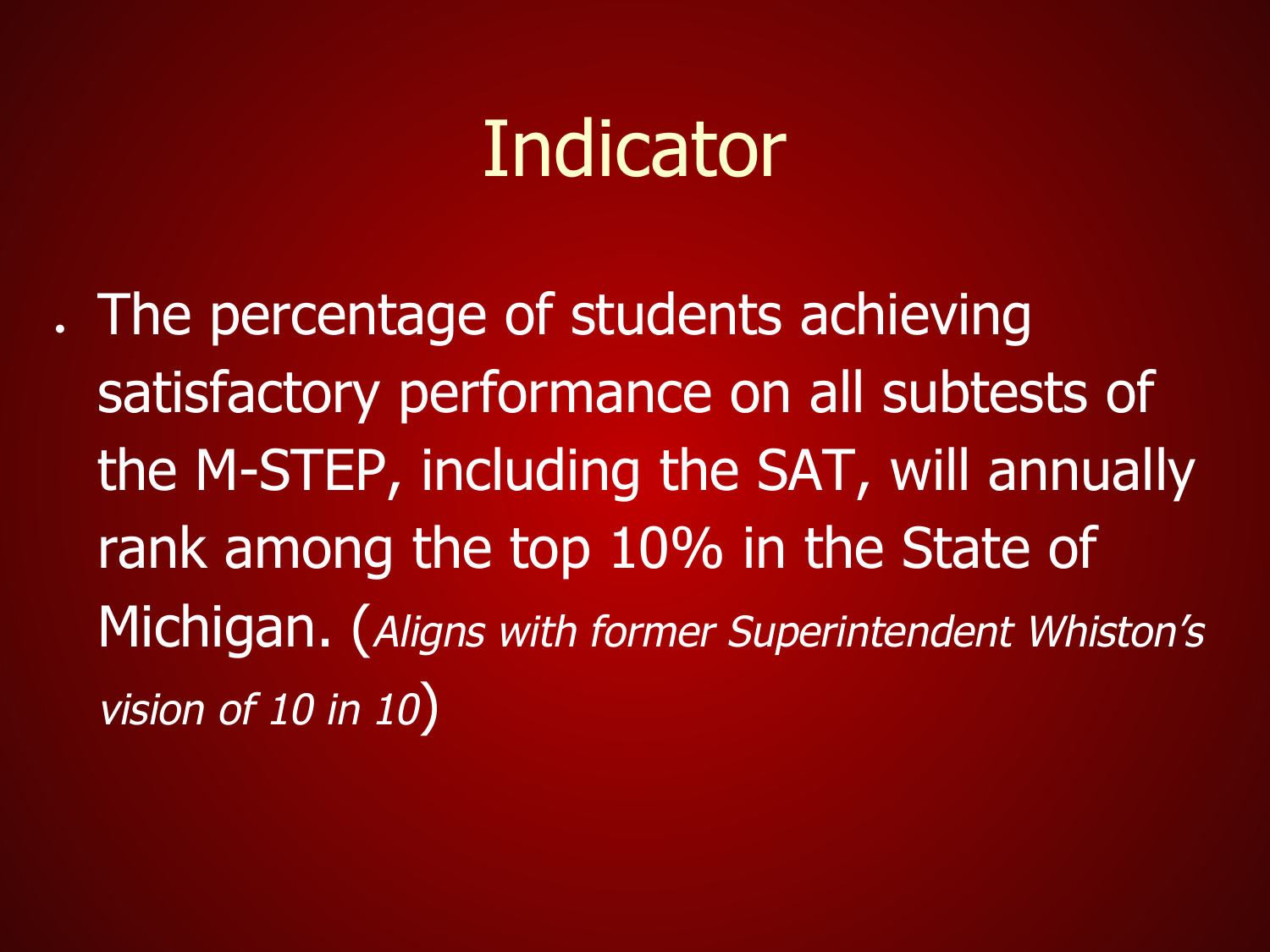# Indicator

- The percentage of students achieving satisfactory performance on all subtests of the M-STEP, including the SAT, will annually rank among the top 10% in the State of Michigan. (*Aligns with former Superintendent Whiston's vision of 10 in 10*)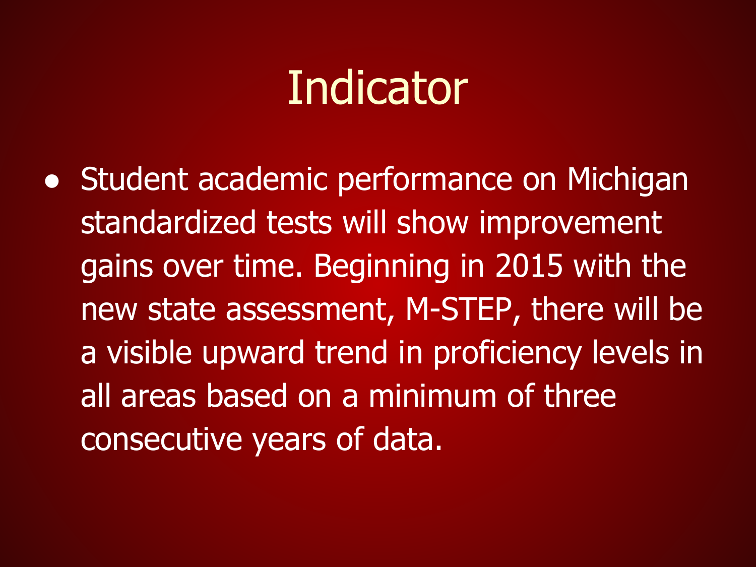# Indicator

- Student academic performance on Michigan standardized tests will show improvement gains over time. Beginning in 2015 with the new state assessment, M-STEP, there will be a visible upward trend in proficiency levels in all areas based on a minimum of three consecutive years of data.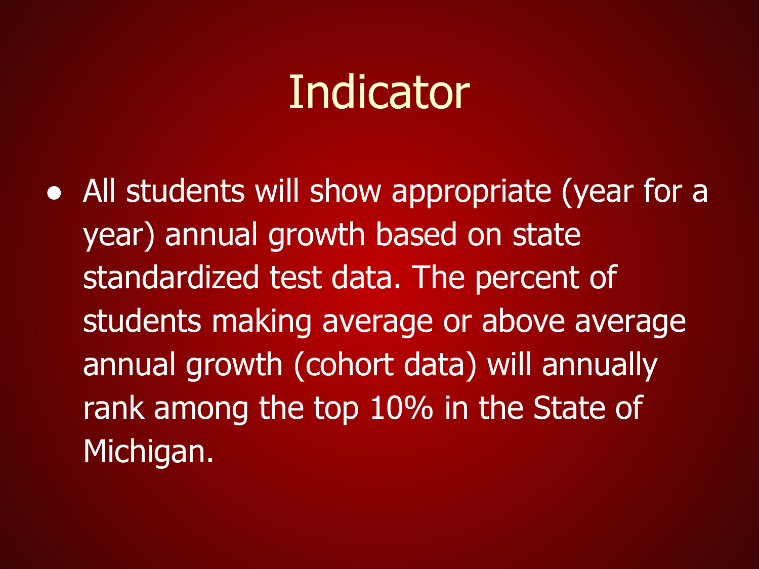# Indicator

- All students will show appropriate (year for a year) annual growth based on state standardized test data. The percent of students making average or above average annual growth (cohort data) will annually rank among the top 10% in the State of Michigan.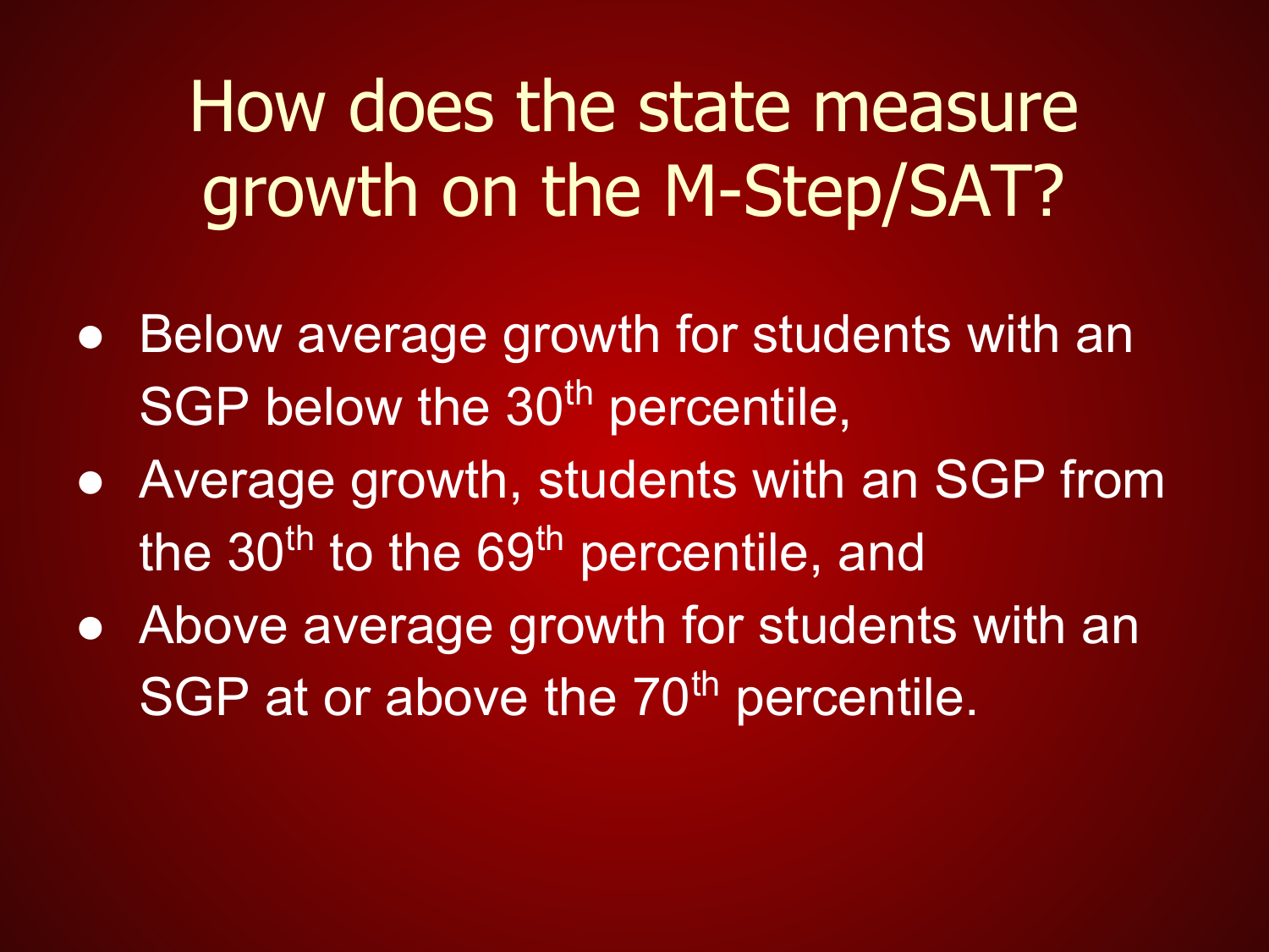# How does the state measure growth on the M-Step/SAT?

- Below average growth for students with an SGP below the 30th percentile,
- Average growth, students with an SGP from the 30th to the 69th percentile, and
- Above average growth for students with an SGP at or above the 70th percentile.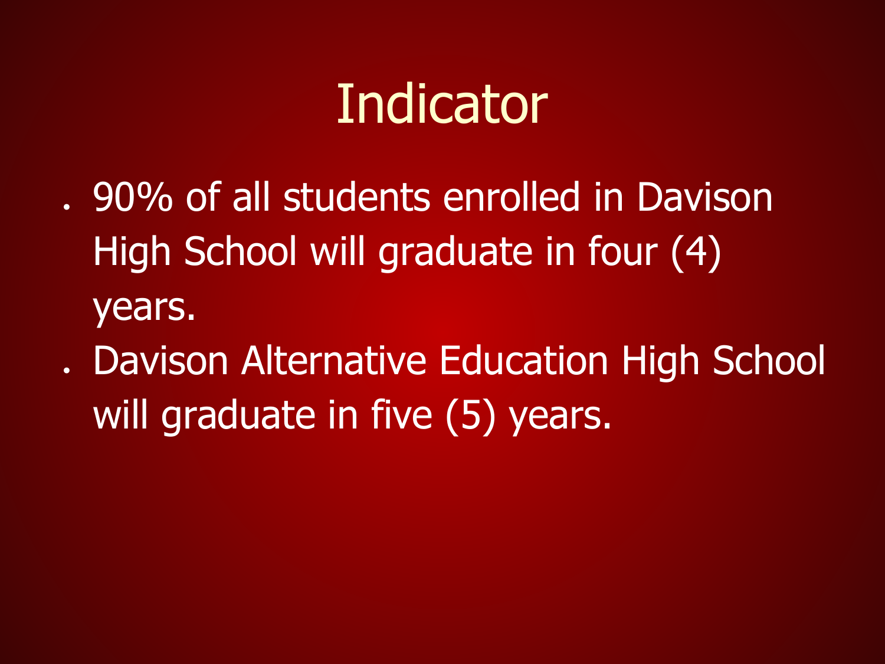# Indicator

- 90% of all students enrolled in Davison High School will graduate in four (4) years.
- Davison Alternative Education High School will graduate in five (5) years.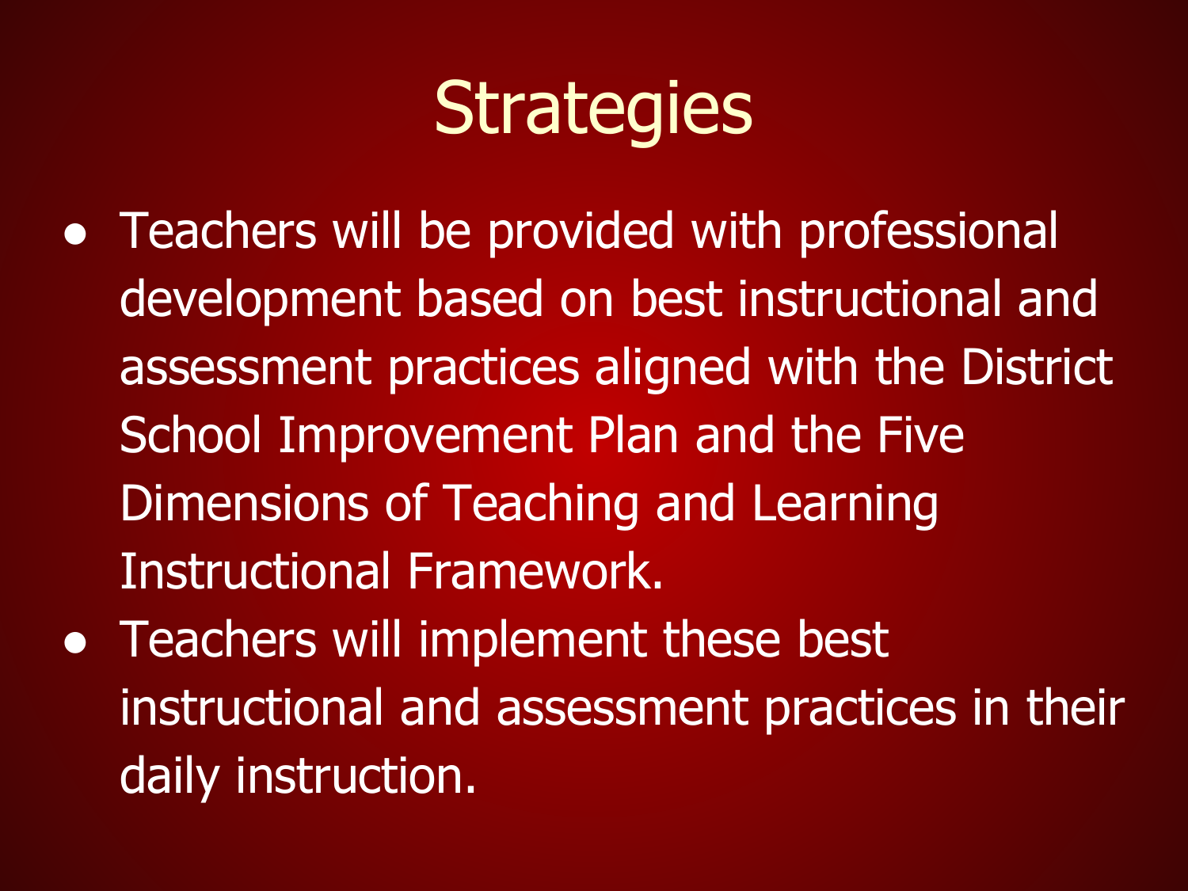# Strategies

- Teachers will be provided with professional development based on best instructional and assessment practices aligned with the District School Improvement Plan and the Five Dimensions of Teaching and Learning Instructional Framework.
- Teachers will implement these best instructional and assessment practices in their daily instruction.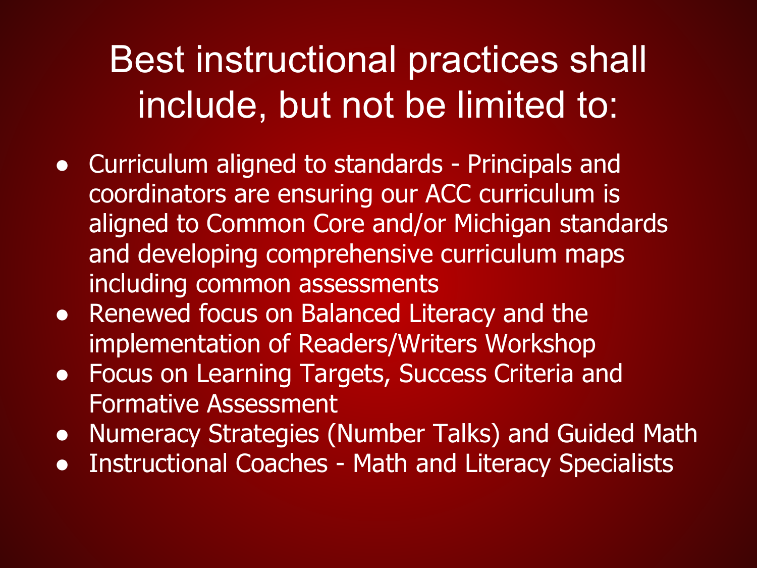# Best instructional practices shall include, but not be limited to:

- Curriculum aligned to standards - Principals and coordinators are ensuring our ACC curriculum is aligned to Common Core and/or Michigan standards and developing comprehensive curriculum maps including common assessments
- Renewed focus on Balanced Literacy and the implementation of Readers/Writers Workshop
- Focus on Learning Targets, Success Criteria and Formative Assessment
- Numeracy Strategies (Number Talks) and Guided Math
- Instructional Coaches - Math and Literacy Specialists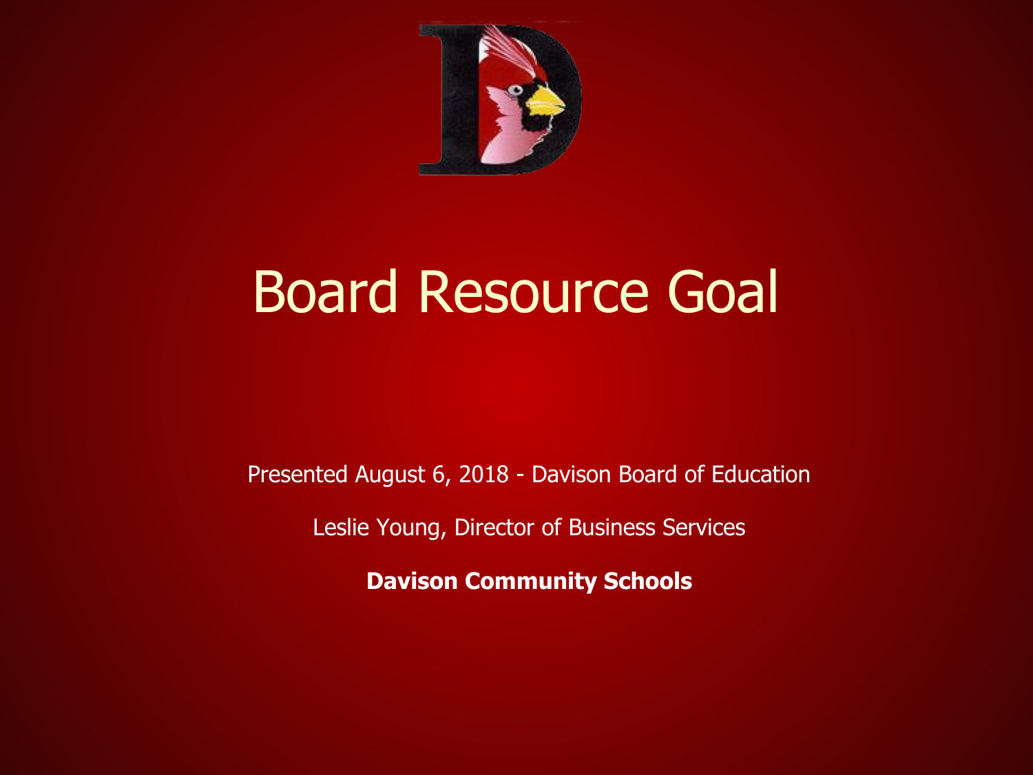# Board Resource Goal

Presented August 6, 2018 - Davison Board of Education

Leslie Young, Director of Business Services

**Davison Community Schools**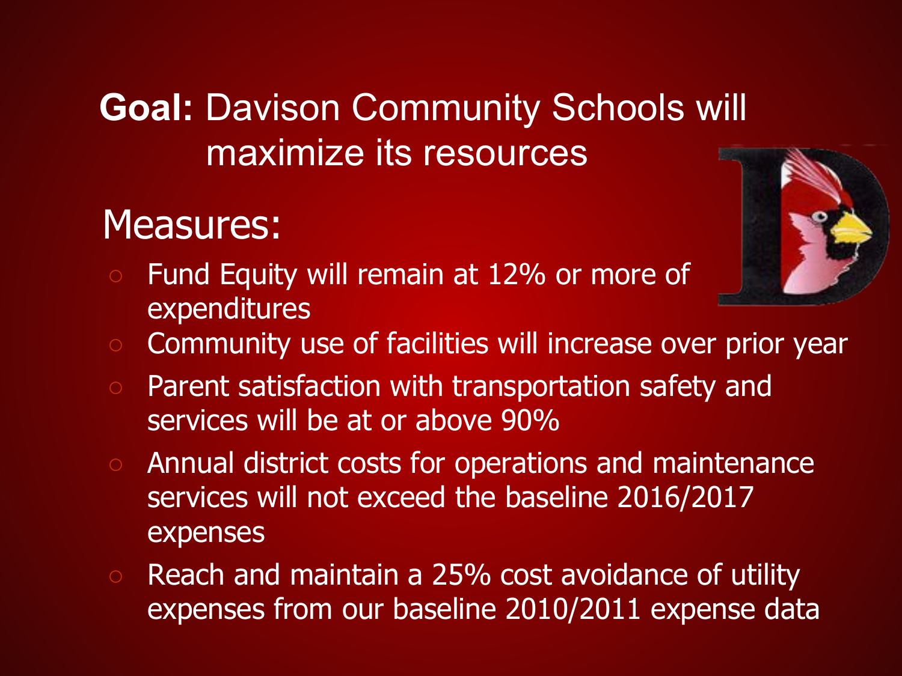**Goal:** Davison Community Schools will maximize its resources

## Measures:

- Fund Equity will remain at 12% or more of expenditures
- Community use of facilities will increase over prior year
- Parent satisfaction with transportation safety and services will be at or above 90%
- Annual district costs for operations and maintenance services will not exceed the baseline 2016/2017 expenses
- Reach and maintain a 25% cost avoidance of utility expenses from our baseline 2010/2011 expense data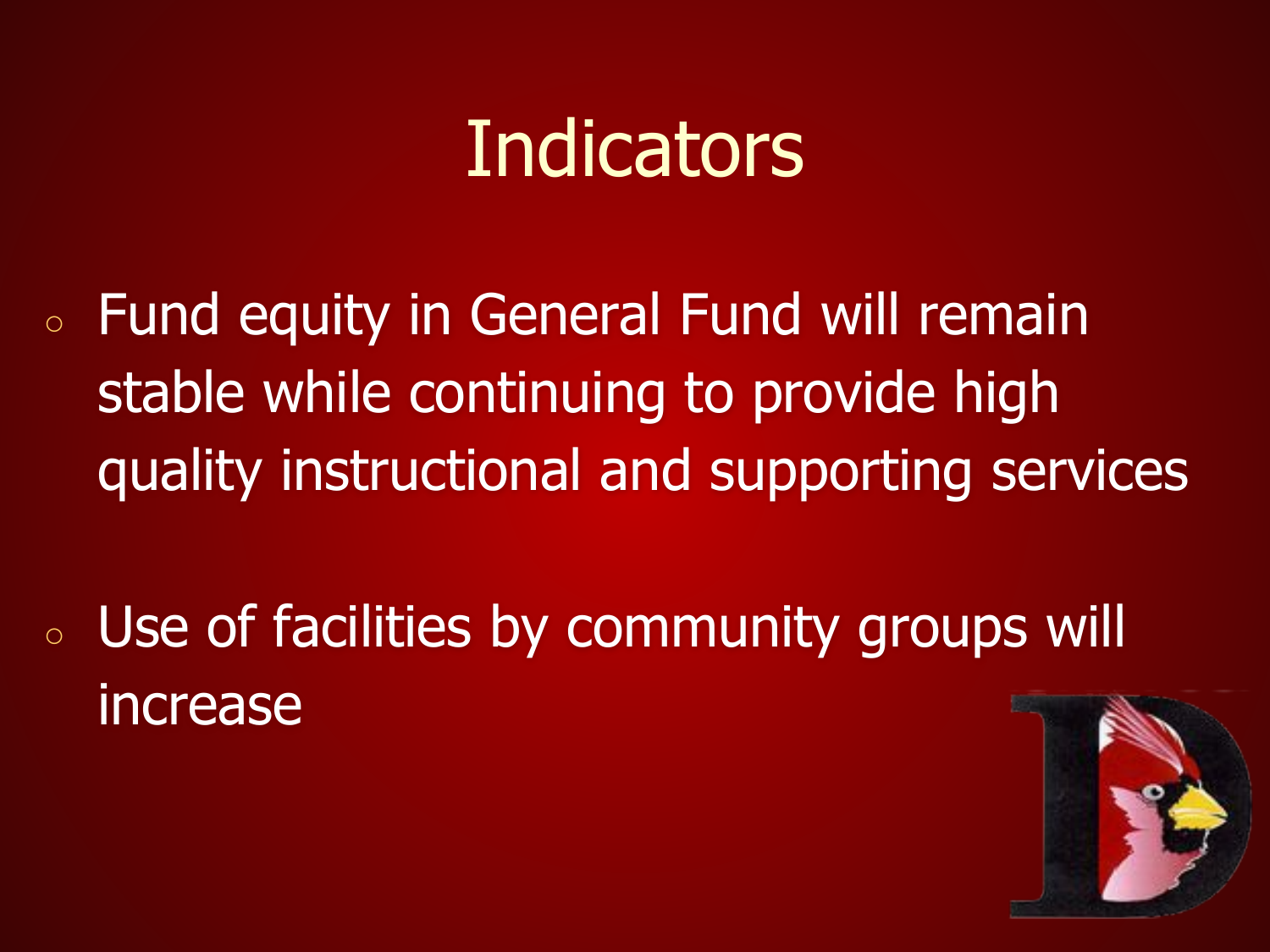# Indicators

- Fund equity in General Fund will remain stable while continuing to provide high quality instructional and supporting services
- Use of facilities by community groups will increase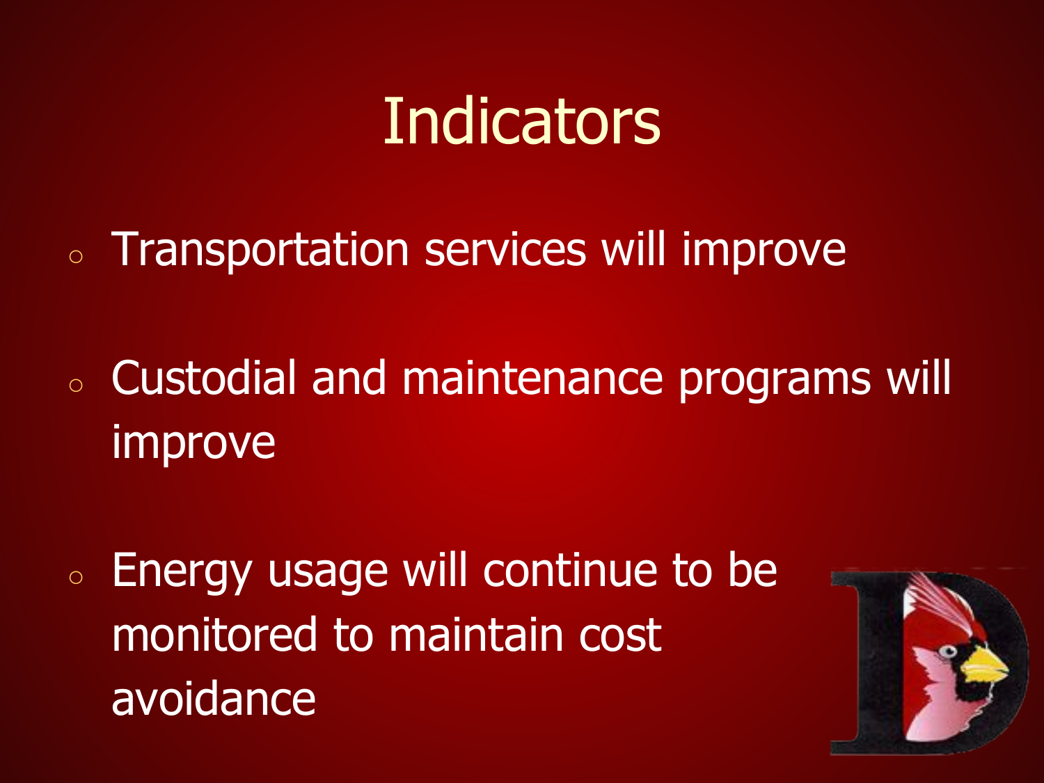# Indicators

- Transportation services will improve
- Custodial and maintenance programs will improve
- Energy usage will continue to be monitored to maintain cost avoidance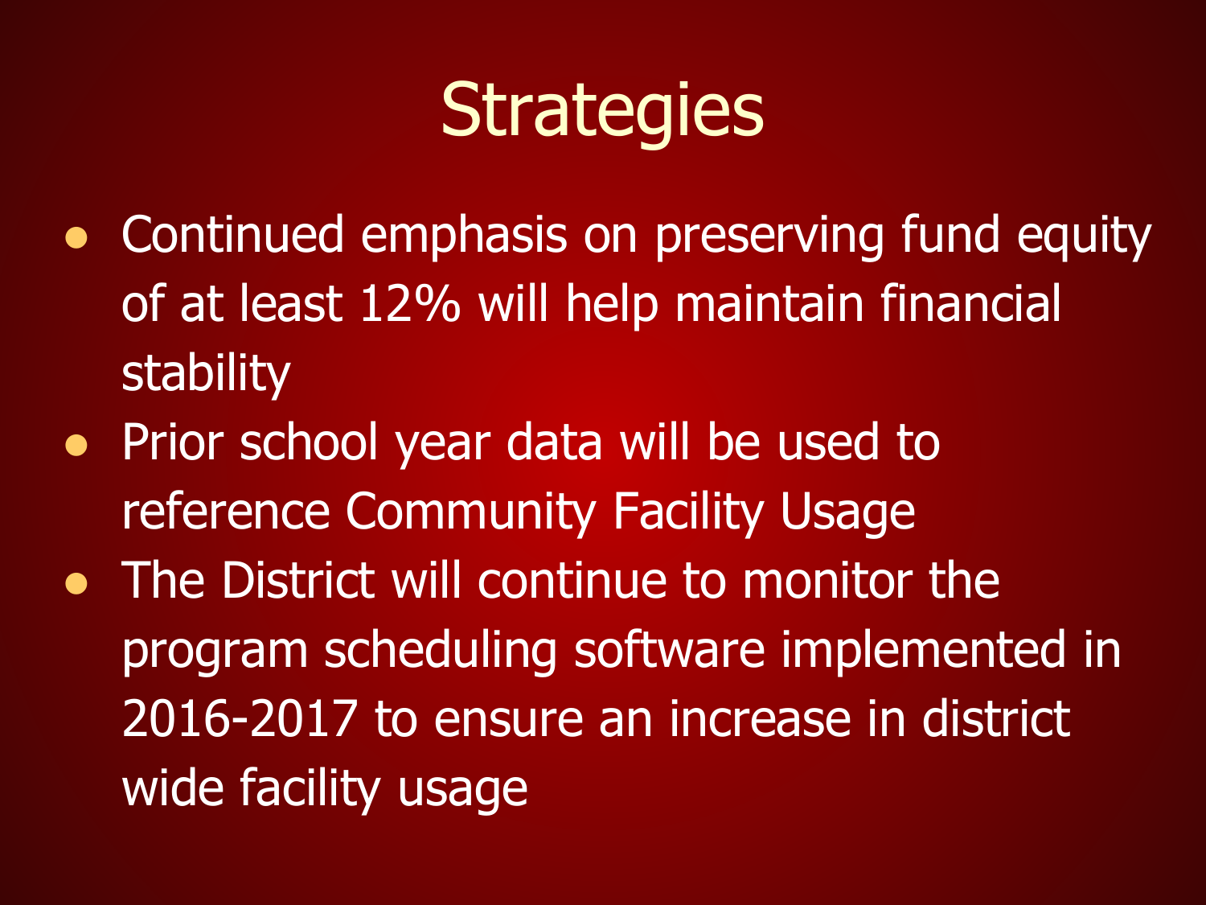# Strategies

- Continued emphasis on preserving fund equity of at least 12% will help maintain financial stability
- Prior school year data will be used to reference Community Facility Usage
- The District will continue to monitor the program scheduling software implemented in 2016-2017 to ensure an increase in district wide facility usage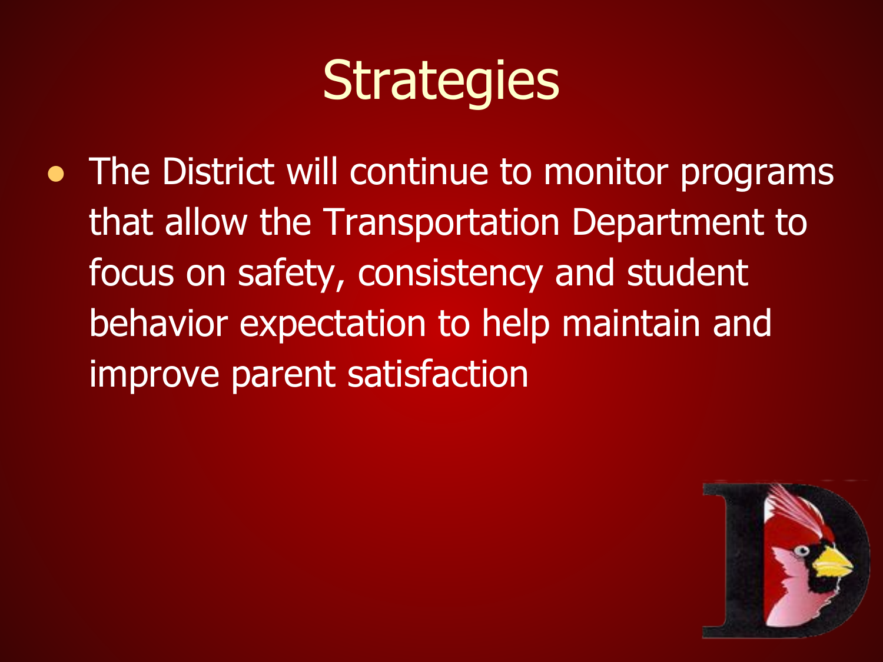# Strategies

- The District will continue to monitor programs that allow the Transportation Department to focus on safety, consistency and student behavior expectation to help maintain and improve parent satisfaction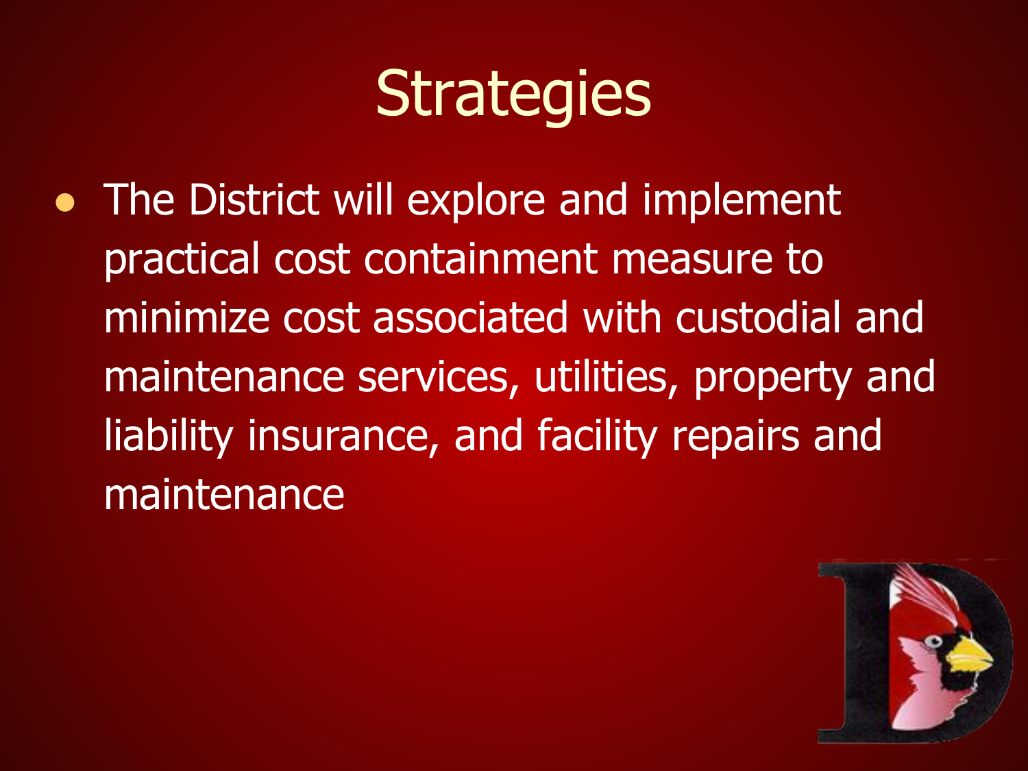# Strategies

- The District will explore and implement practical cost containment measure to minimize cost associated with custodial and maintenance services, utilities, property and liability insurance, and facility repairs and maintenance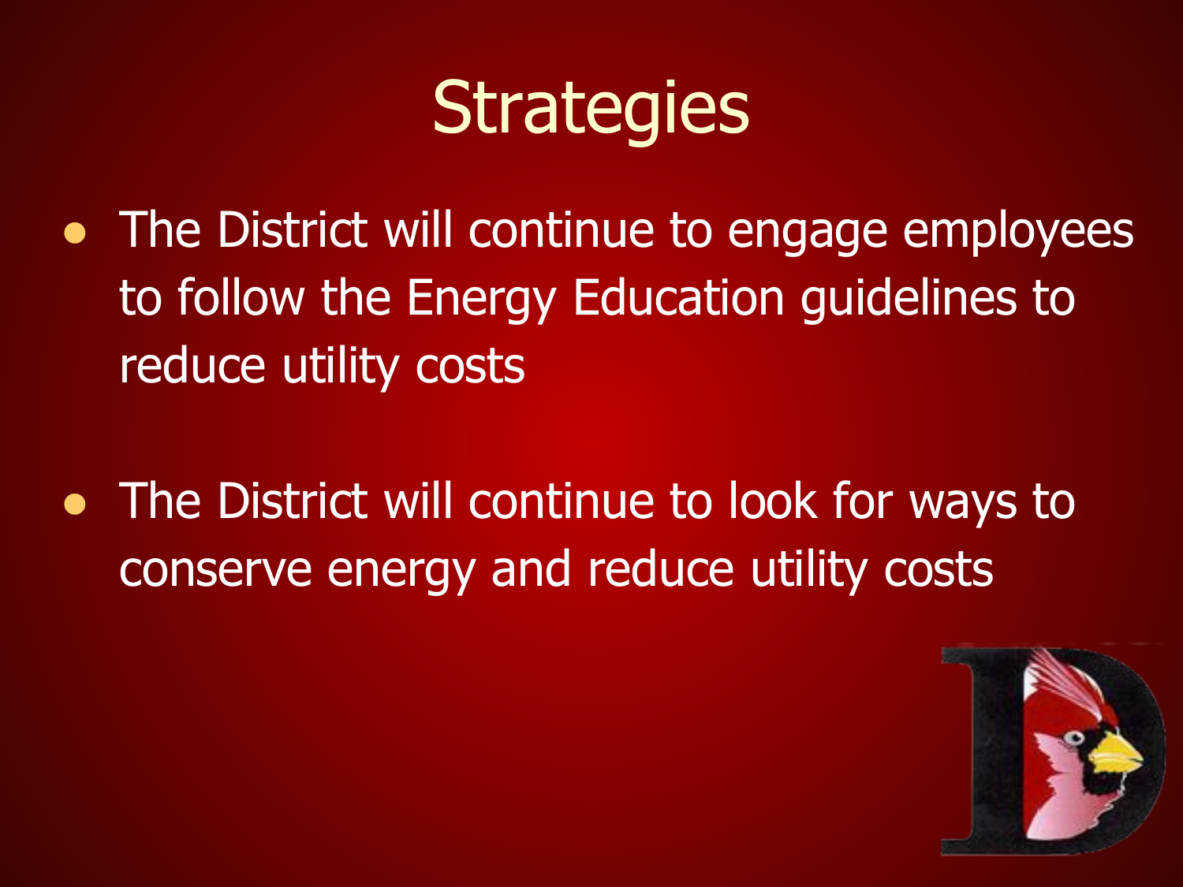# Strategies

- The District will continue to engage employees to follow the Energy Education guidelines to reduce utility costs

- The District will continue to look for ways to conserve energy and reduce utility costs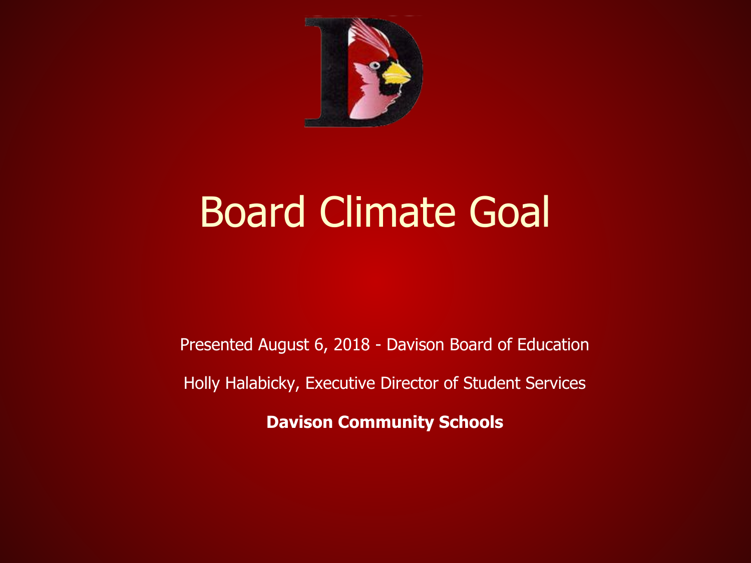# Board Climate Goal

Presented August 6, 2018 - Davison Board of Education

Holly Halabicky, Executive Director of Student Services

**Davison Community Schools**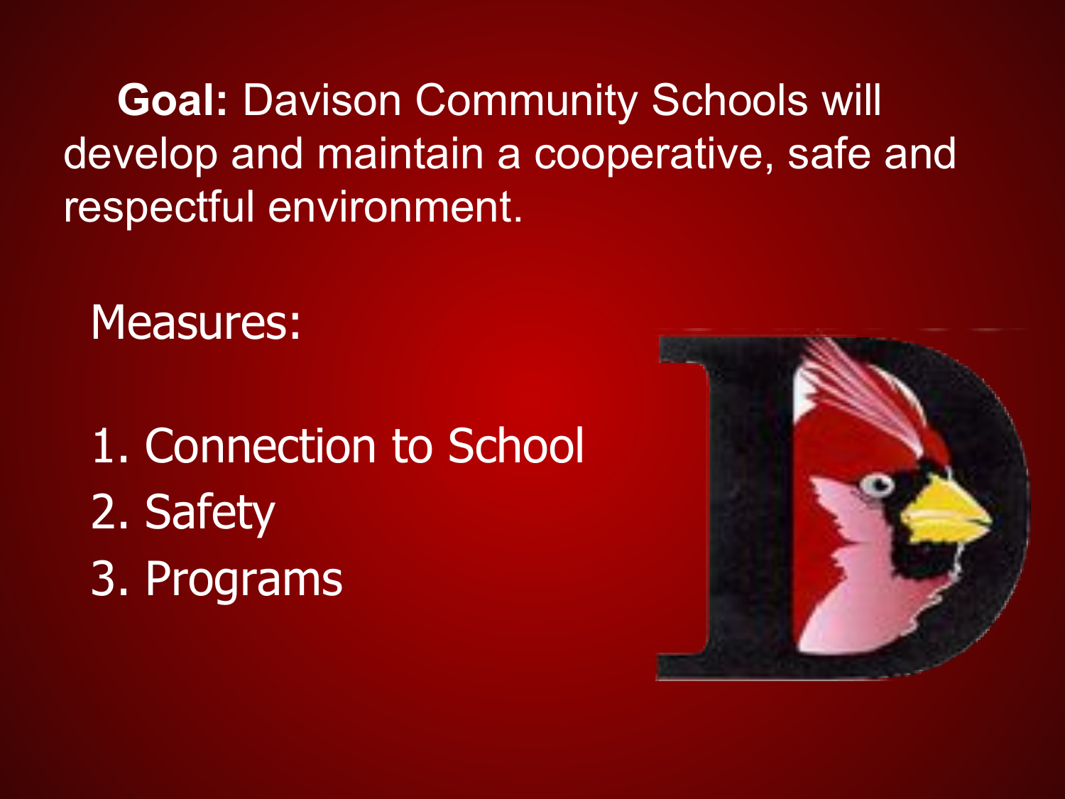**Goal:** Davison Community Schools will develop and maintain a cooperative, safe and respectful environment.

Measures:

1. Connection to School
2. Safety
3. Programs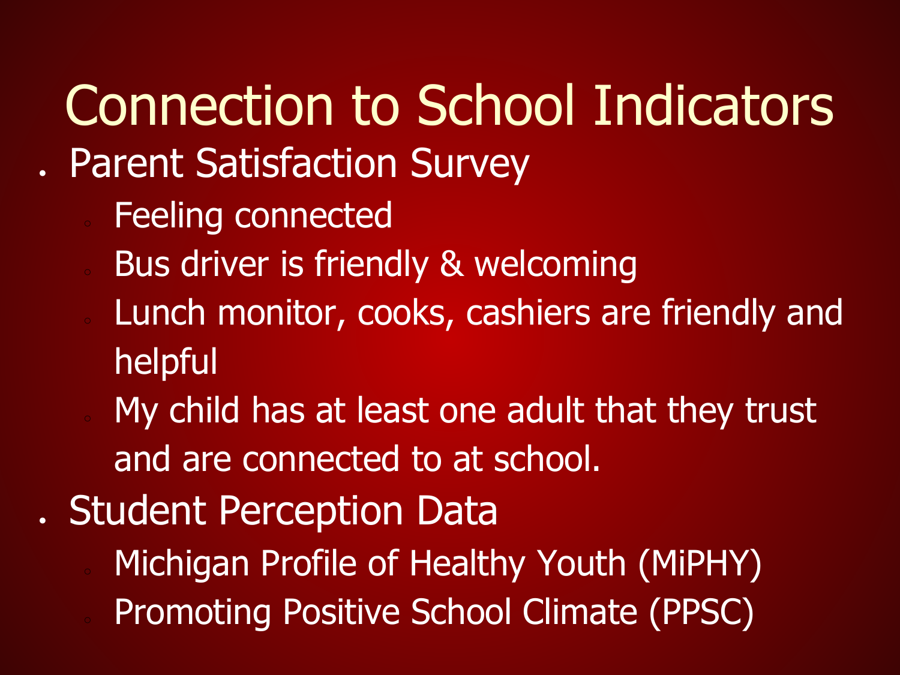# Connection to School Indicators

- Parent Satisfaction Survey
  - Feeling connected
  - Bus driver is friendly & welcoming
  - Lunch monitor, cooks, cashiers are friendly and helpful
  - My child has at least one adult that they trust and are connected to at school.
- Student Perception Data
  - Michigan Profile of Healthy Youth (MiPHY)
  - Promoting Positive School Climate (PPSC)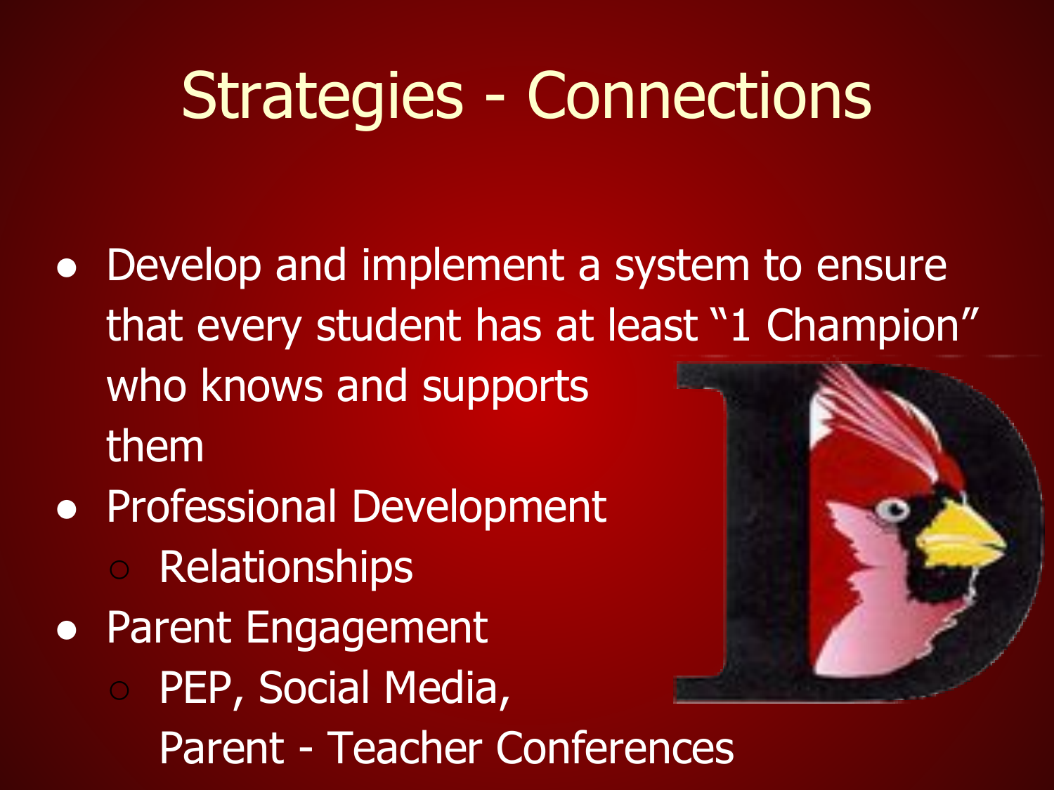# Strategies - Connections

- Develop and implement a system to ensure that every student has at least "1 Champion" who knows and supports them
- Professional Development
  - Relationships
- Parent Engagement
  - PEP, Social Media, Parent - Teacher Conferences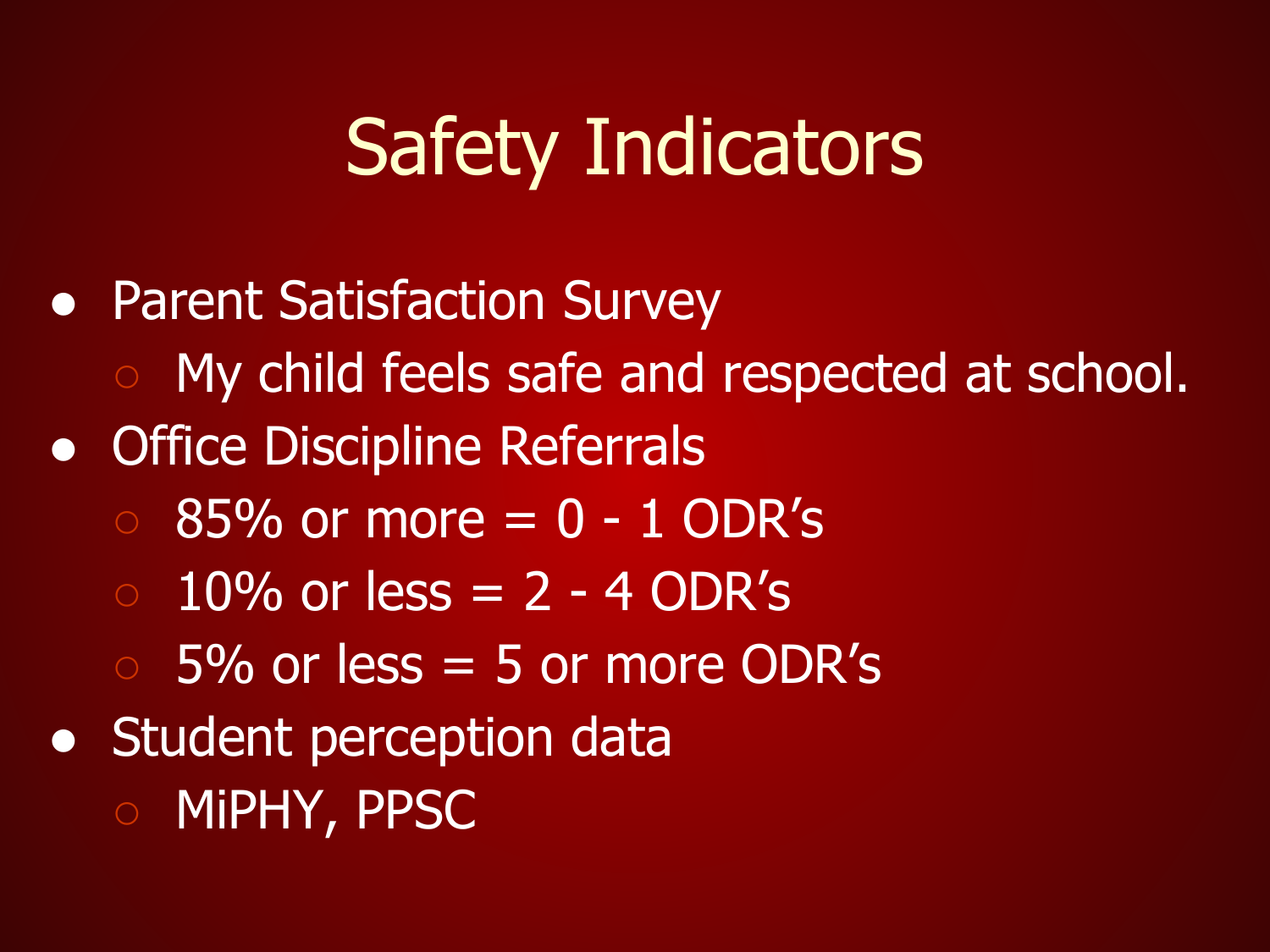# Safety Indicators

- Parent Satisfaction Survey
  - My child feels safe and respected at school.
- Office Discipline Referrals
  - 85% or more = 0 - 1 ODR's
  - 10% or less = 2 - 4 ODR's
  - 5% or less = 5 or more ODR's
- Student perception data
  - MiPHY, PPSC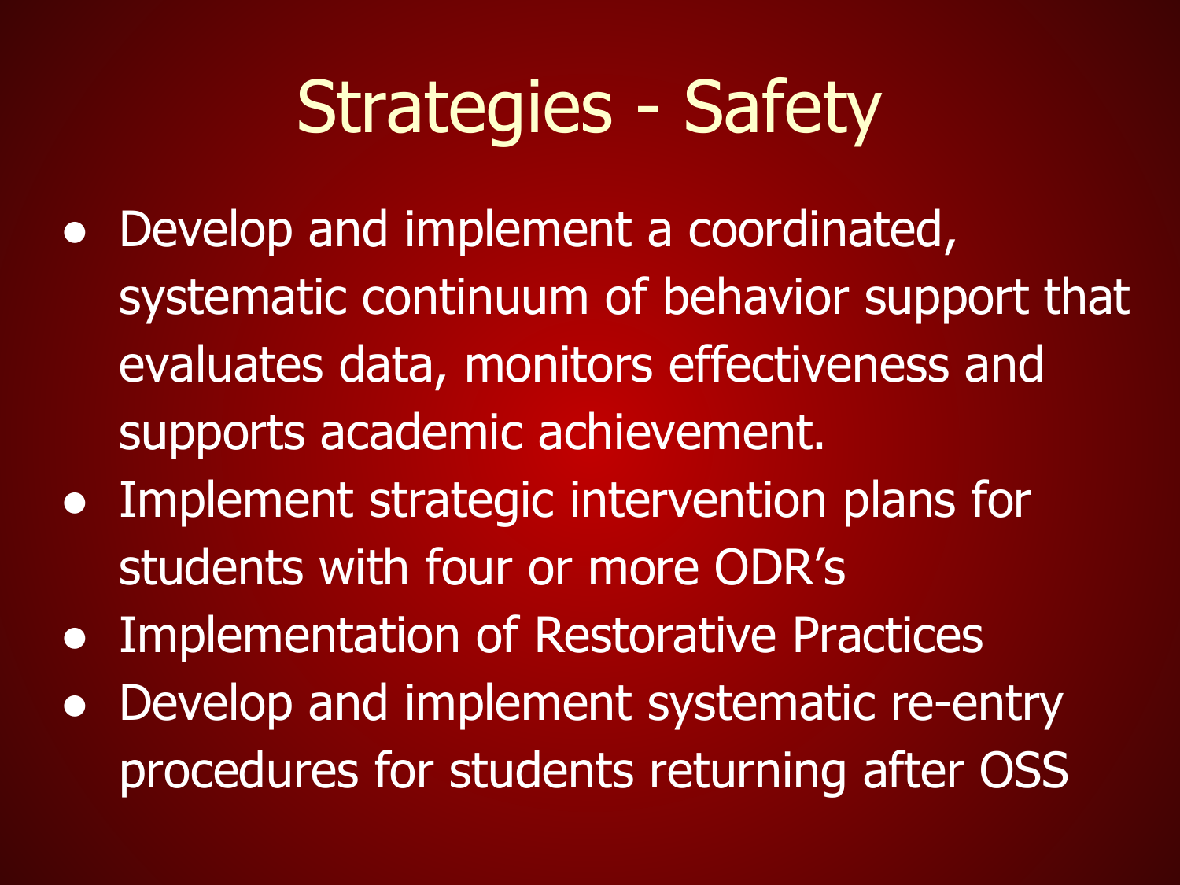# Strategies - Safety

- Develop and implement a coordinated, systematic continuum of behavior support that evaluates data, monitors effectiveness and supports academic achievement.
- Implement strategic intervention plans for students with four or more ODR's
- Implementation of Restorative Practices
- Develop and implement systematic re-entry procedures for students returning after OSS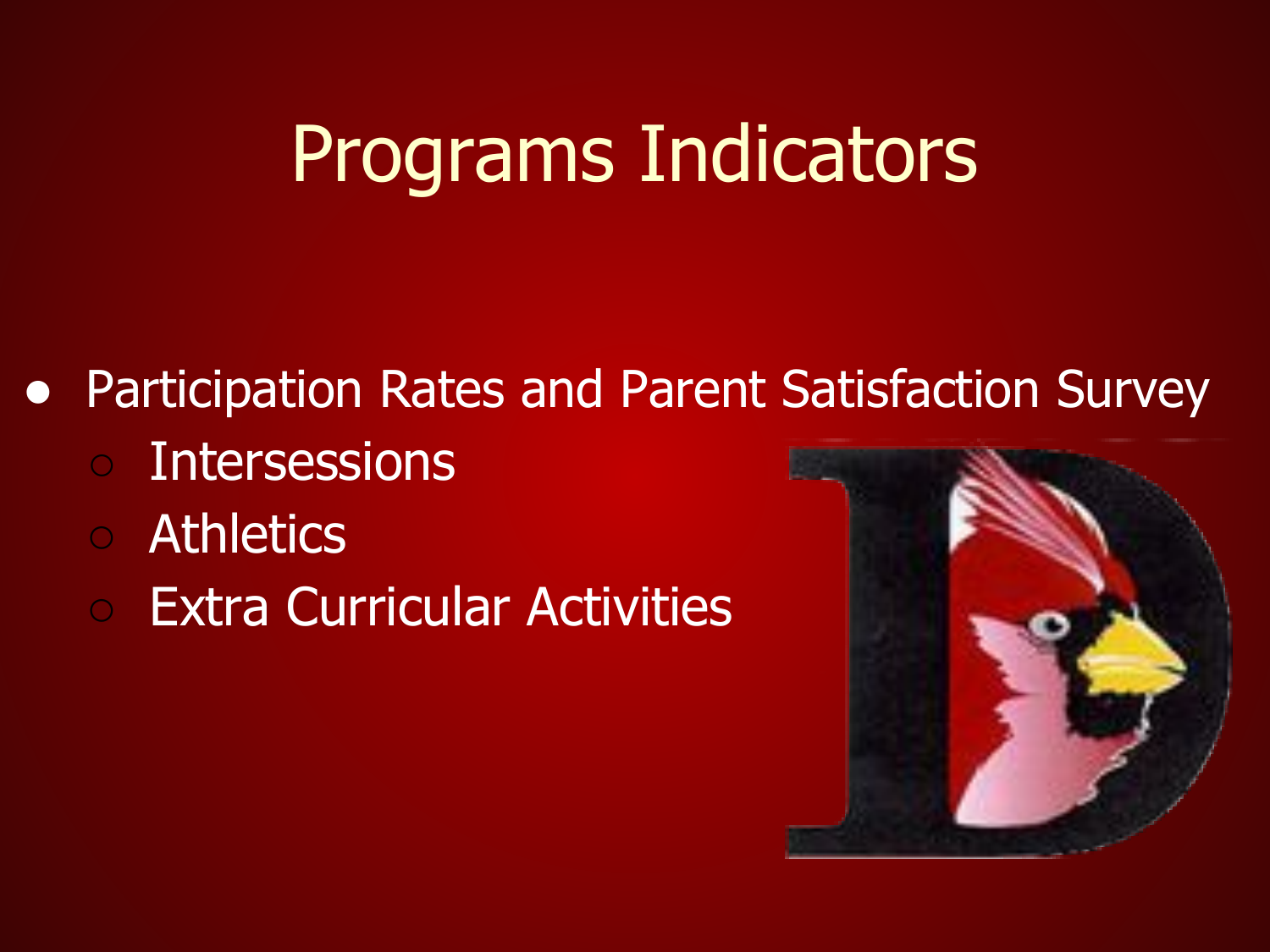# Programs Indicators

- Participation Rates and Parent Satisfaction Survey
  - Intersessions
  - Athletics
  - Extra Curricular Activities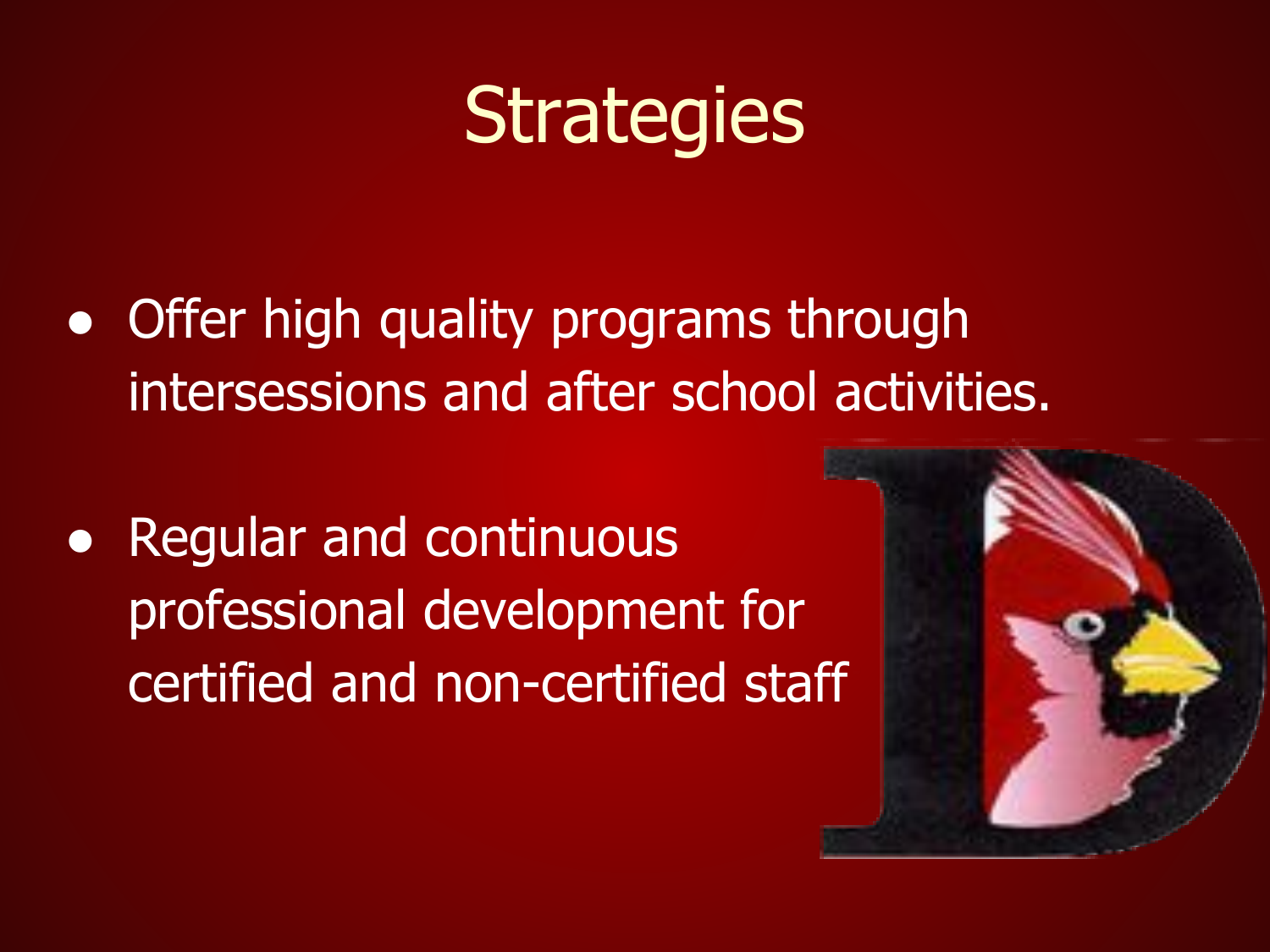# Strategies

- Offer high quality programs through intersessions and after school activities.
- Regular and continuous professional development for certified and non-certified staff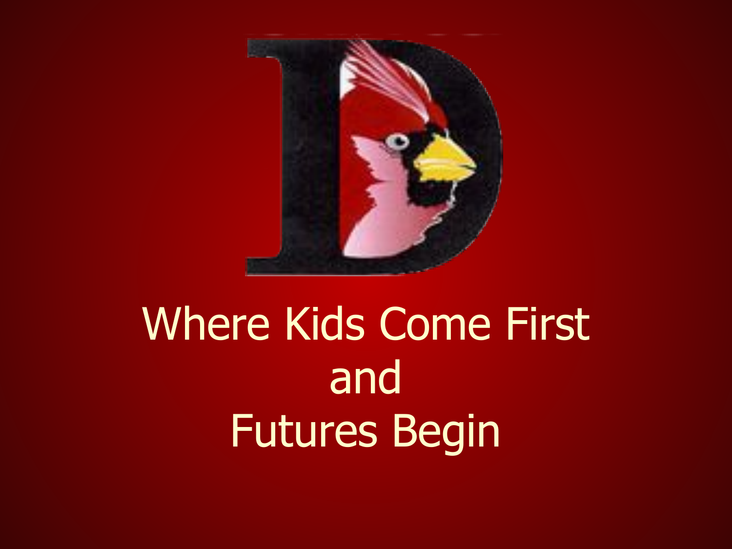Where Kids Come First

and

Futures Begin